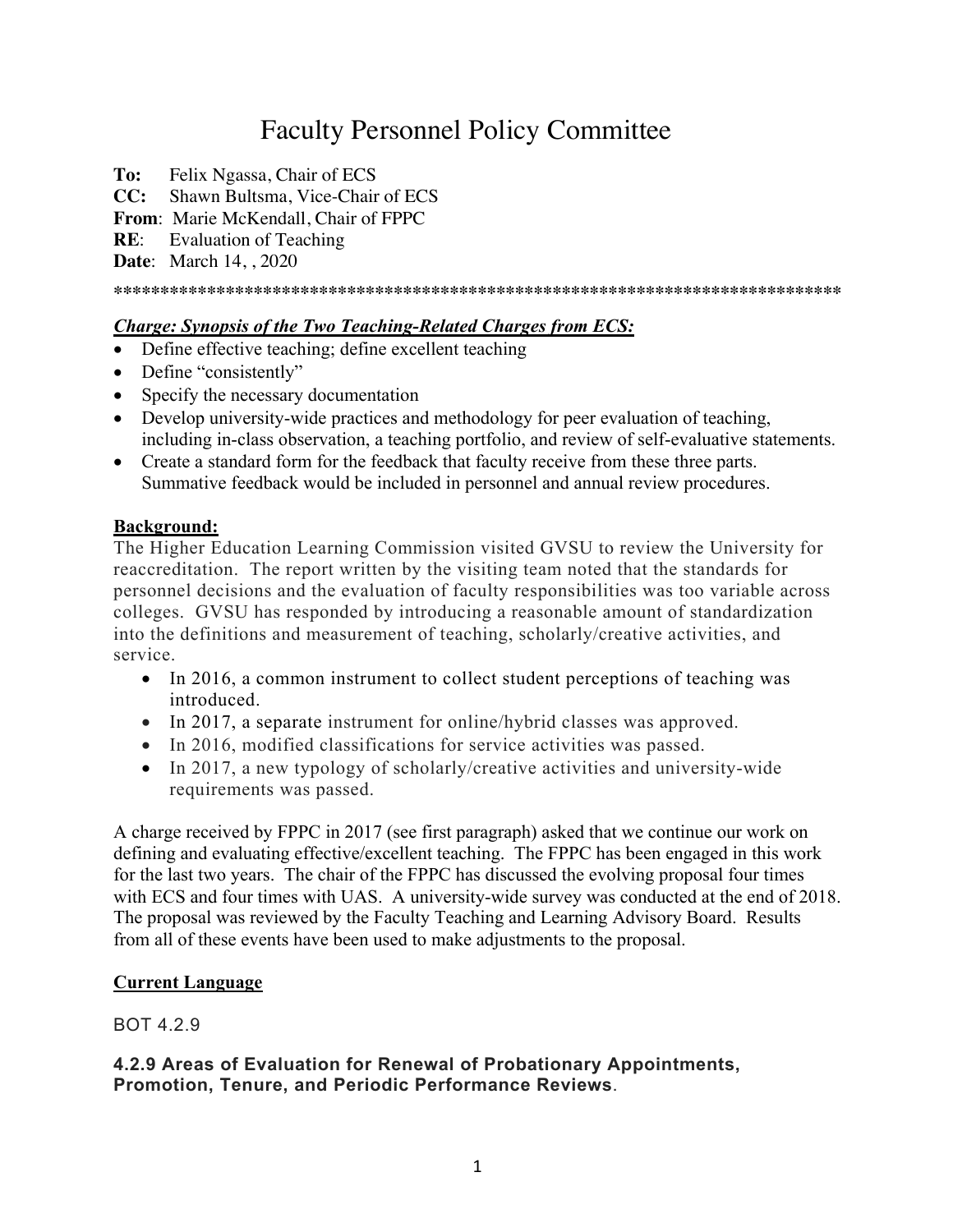# Faculty Personnel Policy Committee

**To:** Felix Ngassa, Chair of ECS
**CC:** Shawn Bultsma, Vice-Chair of ECS
**From**: Marie McKendall, Chair of FPPC
**RE**: Evaluation of Teaching
**Date**: March 14, , 2020

*******************************************************************************

***Charge: Synopsis of the Two Teaching-Related Charges from ECS:***

- Define effective teaching; define excellent teaching
- Define "consistently"
- Specify the necessary documentation
- Develop university-wide practices and methodology for peer evaluation of teaching, including in-class observation, a teaching portfolio, and review of self-evaluative statements.
- Create a standard form for the feedback that faculty receive from these three parts. Summative feedback would be included in personnel and annual review procedures.

**Background:**

The Higher Education Learning Commission visited GVSU to review the University for reaccreditation. The report written by the visiting team noted that the standards for personnel decisions and the evaluation of faculty responsibilities was too variable across colleges. GVSU has responded by introducing a reasonable amount of standardization into the definitions and measurement of teaching, scholarly/creative activities, and service.

- In 2016, a common instrument to collect student perceptions of teaching was introduced.
- In 2017, a separate instrument for online/hybrid classes was approved.
- In 2016, modified classifications for service activities was passed.
- In 2017, a new typology of scholarly/creative activities and university-wide requirements was passed.

A charge received by FPPC in 2017 (see first paragraph) asked that we continue our work on defining and evaluating effective/excellent teaching. The FPPC has been engaged in this work for the last two years. The chair of the FPPC has discussed the evolving proposal four times with ECS and four times with UAS. A university-wide survey was conducted at the end of 2018. The proposal was reviewed by the Faculty Teaching and Learning Advisory Board. Results from all of these events have been used to make adjustments to the proposal.

**Current Language**

BOT 4.2.9

**4.2.9 Areas of Evaluation for Renewal of Probationary Appointments, Promotion, Tenure, and Periodic Performance Reviews**.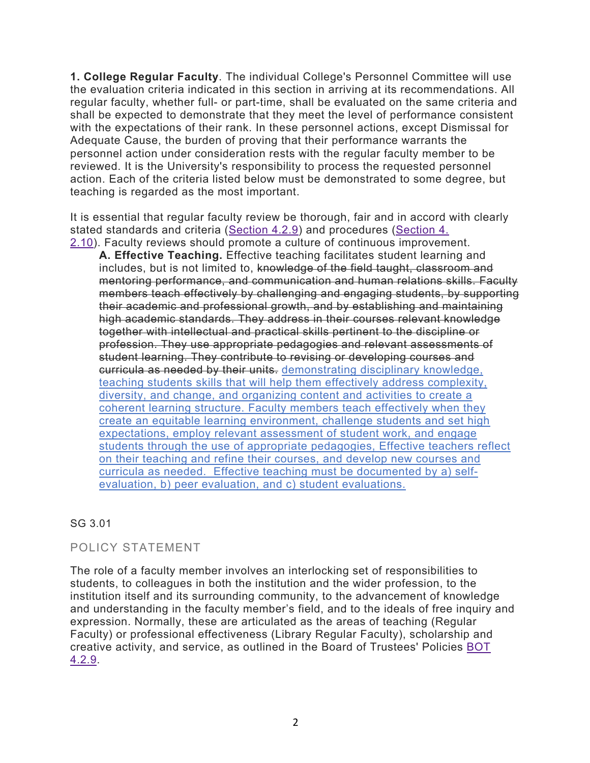**1. College Regular Faculty**. The individual College's Personnel Committee will use the evaluation criteria indicated in this section in arriving at its recommendations. All regular faculty, whether full- or part-time, shall be evaluated on the same criteria and shall be expected to demonstrate that they meet the level of performance consistent with the expectations of their rank. In these personnel actions, except Dismissal for Adequate Cause, the burden of proving that their performance warrants the personnel action under consideration rests with the regular faculty member to be reviewed. It is the University's responsibility to process the requested personnel action. Each of the criteria listed below must be demonstrated to some degree, but teaching is regarded as the most important.

It is essential that regular faculty review be thorough, fair and in accord with clearly stated standards and criteria (Section 4.2.9) and procedures (Section 4.2.10). Faculty reviews should promote a culture of continuous improvement.

> **A. Effective Teaching.** Effective teaching facilitates student learning and includes, but is not limited to, ~~knowledge of the field taught, classroom and mentoring performance, and communication and human relations skills. Faculty members teach effectively by challenging and engaging students, by supporting their academic and professional growth, and by establishing and maintaining high academic standards. They address in their courses relevant knowledge together with intellectual and practical skills pertinent to the discipline or profession. They use appropriate pedagogies and relevant assessments of student learning. They contribute to revising or developing courses and curricula as needed by their units.~~ <u>demonstrating disciplinary knowledge, teaching students skills that will help them effectively address complexity, diversity, and change, and organizing content and activities to create a coherent learning structure. Faculty members teach effectively when they create an equitable learning environment, challenge students and set high expectations, employ relevant assessment of student work, and engage students through the use of appropriate pedagogies, Effective teachers reflect on their teaching and refine their courses, and develop new courses and curricula as needed. Effective teaching must be documented by a) self-evaluation, b) peer evaluation, and c) student evaluations.</u>

SG 3.01

POLICY STATEMENT

The role of a faculty member involves an interlocking set of responsibilities to students, to colleagues in both the institution and the wider profession, to the institution itself and its surrounding community, to the advancement of knowledge and understanding in the faculty member's field, and to the ideals of free inquiry and expression. Normally, these are articulated as the areas of teaching (Regular Faculty) or professional effectiveness (Library Regular Faculty), scholarship and creative activity, and service, as outlined in the Board of Trustees' Policies BOT 4.2.9.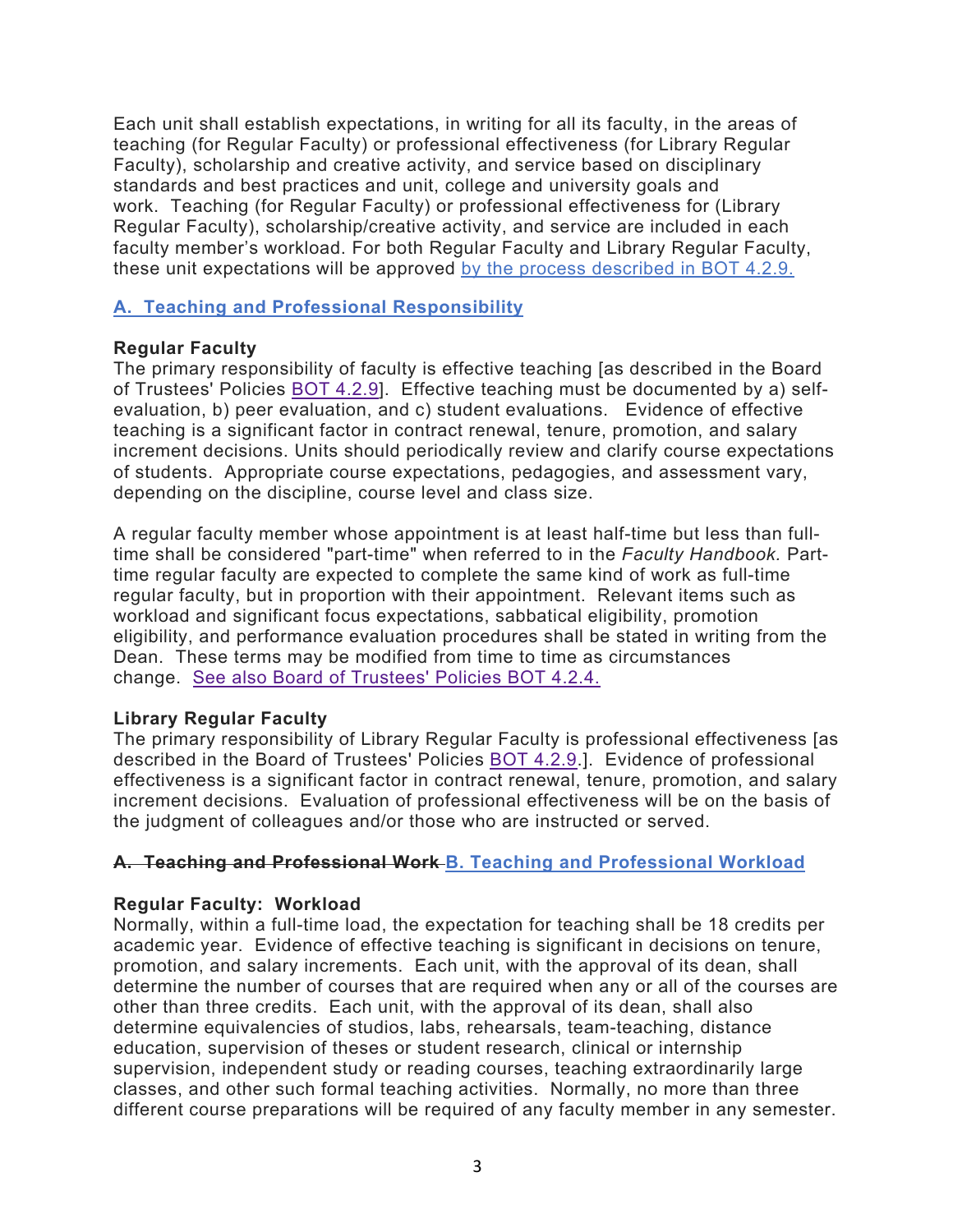Each unit shall establish expectations, in writing for all its faculty, in the areas of teaching (for Regular Faculty) or professional effectiveness (for Library Regular Faculty), scholarship and creative activity, and service based on disciplinary standards and best practices and unit, college and university goals and work. Teaching (for Regular Faculty) or professional effectiveness for (Library Regular Faculty), scholarship/creative activity, and service are included in each faculty member's workload. For both Regular Faculty and Library Regular Faculty, these unit expectations will be approved by the process described in BOT 4.2.9.

## A. Teaching and Professional Responsibility

**Regular Faculty**
The primary responsibility of faculty is effective teaching [as described in the Board of Trustees' Policies BOT 4.2.9]. Effective teaching must be documented by a) self-evaluation, b) peer evaluation, and c) student evaluations. Evidence of effective teaching is a significant factor in contract renewal, tenure, promotion, and salary increment decisions. Units should periodically review and clarify course expectations of students. Appropriate course expectations, pedagogies, and assessment vary, depending on the discipline, course level and class size.

A regular faculty member whose appointment is at least half-time but less than full-time shall be considered "part-time" when referred to in the *Faculty Handbook.* Part-time regular faculty are expected to complete the same kind of work as full-time regular faculty, but in proportion with their appointment. Relevant items such as workload and significant focus expectations, sabbatical eligibility, promotion eligibility, and performance evaluation procedures shall be stated in writing from the Dean. These terms may be modified from time to time as circumstances change. See also Board of Trustees' Policies BOT 4.2.4.

**Library Regular Faculty**
The primary responsibility of Library Regular Faculty is professional effectiveness [as described in the Board of Trustees' Policies BOT 4.2.9.]. Evidence of professional effectiveness is a significant factor in contract renewal, tenure, promotion, and salary increment decisions. Evaluation of professional effectiveness will be on the basis of the judgment of colleagues and/or those who are instructed or served.

## ~~A. Teaching and Professional Work~~ B. Teaching and Professional Workload

**Regular Faculty: Workload**
Normally, within a full-time load, the expectation for teaching shall be 18 credits per academic year. Evidence of effective teaching is significant in decisions on tenure, promotion, and salary increments. Each unit, with the approval of its dean, shall determine the number of courses that are required when any or all of the courses are other than three credits. Each unit, with the approval of its dean, shall also determine equivalencies of studios, labs, rehearsals, team-teaching, distance education, supervision of theses or student research, clinical or internship supervision, independent study or reading courses, teaching extraordinarily large classes, and other such formal teaching activities. Normally, no more than three different course preparations will be required of any faculty member in any semester.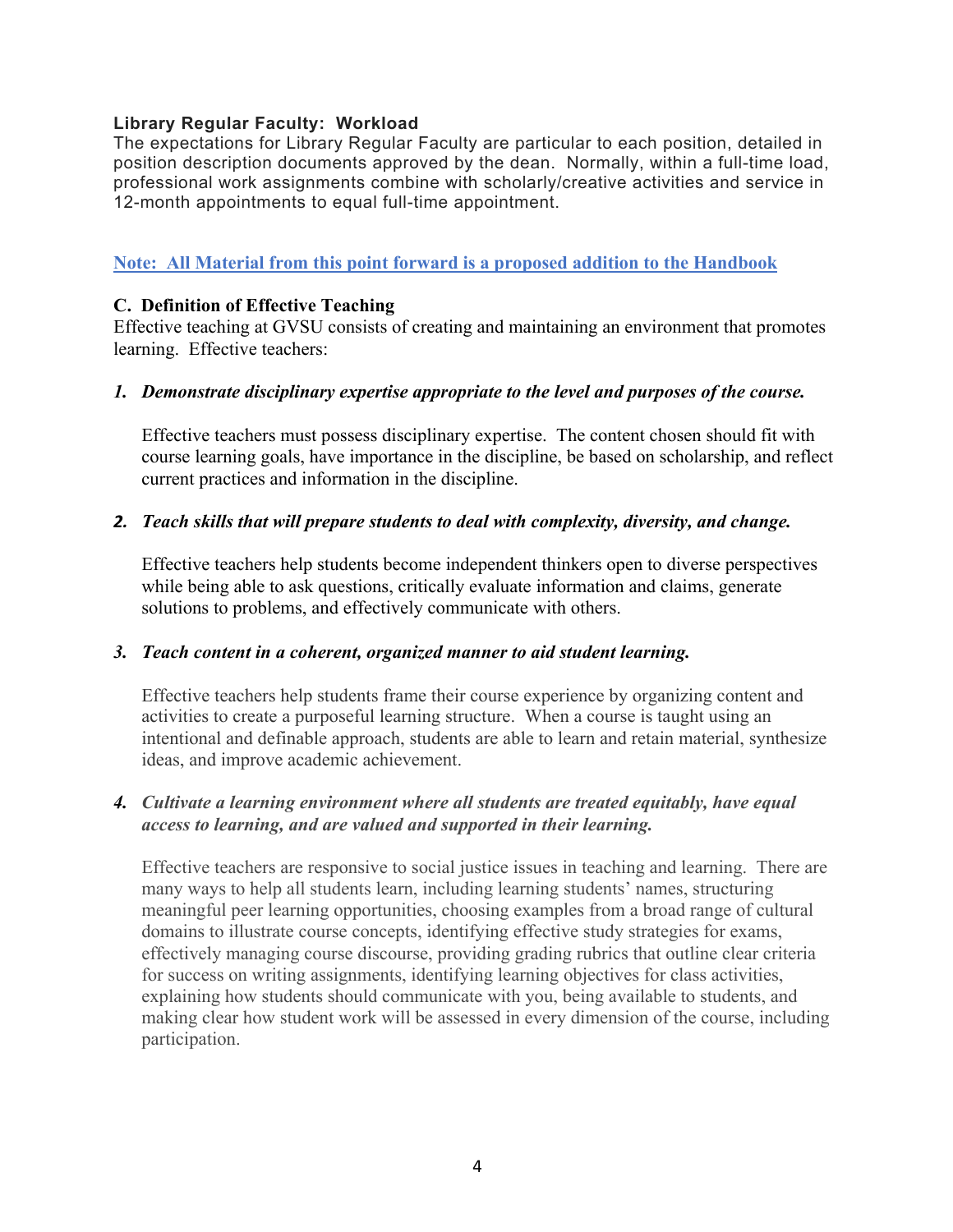**Library Regular Faculty: Workload**

The expectations for Library Regular Faculty are particular to each position, detailed in position description documents approved by the dean. Normally, within a full-time load, professional work assignments combine with scholarly/creative activities and service in 12-month appointments to equal full-time appointment.

**Note: All Material from this point forward is a proposed addition to the Handbook**

### C. Definition of Effective Teaching

Effective teaching at GVSU consists of creating and maintaining an environment that promotes learning. Effective teachers:

1. ***Demonstrate disciplinary expertise appropriate to the level and purposes of the course.***

   Effective teachers must possess disciplinary expertise. The content chosen should fit with course learning goals, have importance in the discipline, be based on scholarship, and reflect current practices and information in the discipline.

2. ***Teach skills that will prepare students to deal with complexity, diversity, and change.***

   Effective teachers help students become independent thinkers open to diverse perspectives while being able to ask questions, critically evaluate information and claims, generate solutions to problems, and effectively communicate with others.

3. ***Teach content in a coherent, organized manner to aid student learning.***

   Effective teachers help students frame their course experience by organizing content and activities to create a purposeful learning structure. When a course is taught using an intentional and definable approach, students are able to learn and retain material, synthesize ideas, and improve academic achievement.

4. ***Cultivate a learning environment where all students are treated equitably, have equal access to learning, and are valued and supported in their learning.***

   Effective teachers are responsive to social justice issues in teaching and learning. There are many ways to help all students learn, including learning students' names, structuring meaningful peer learning opportunities, choosing examples from a broad range of cultural domains to illustrate course concepts, identifying effective study strategies for exams, effectively managing course discourse, providing grading rubrics that outline clear criteria for success on writing assignments, identifying learning objectives for class activities, explaining how students should communicate with you, being available to students, and making clear how student work will be assessed in every dimension of the course, including participation.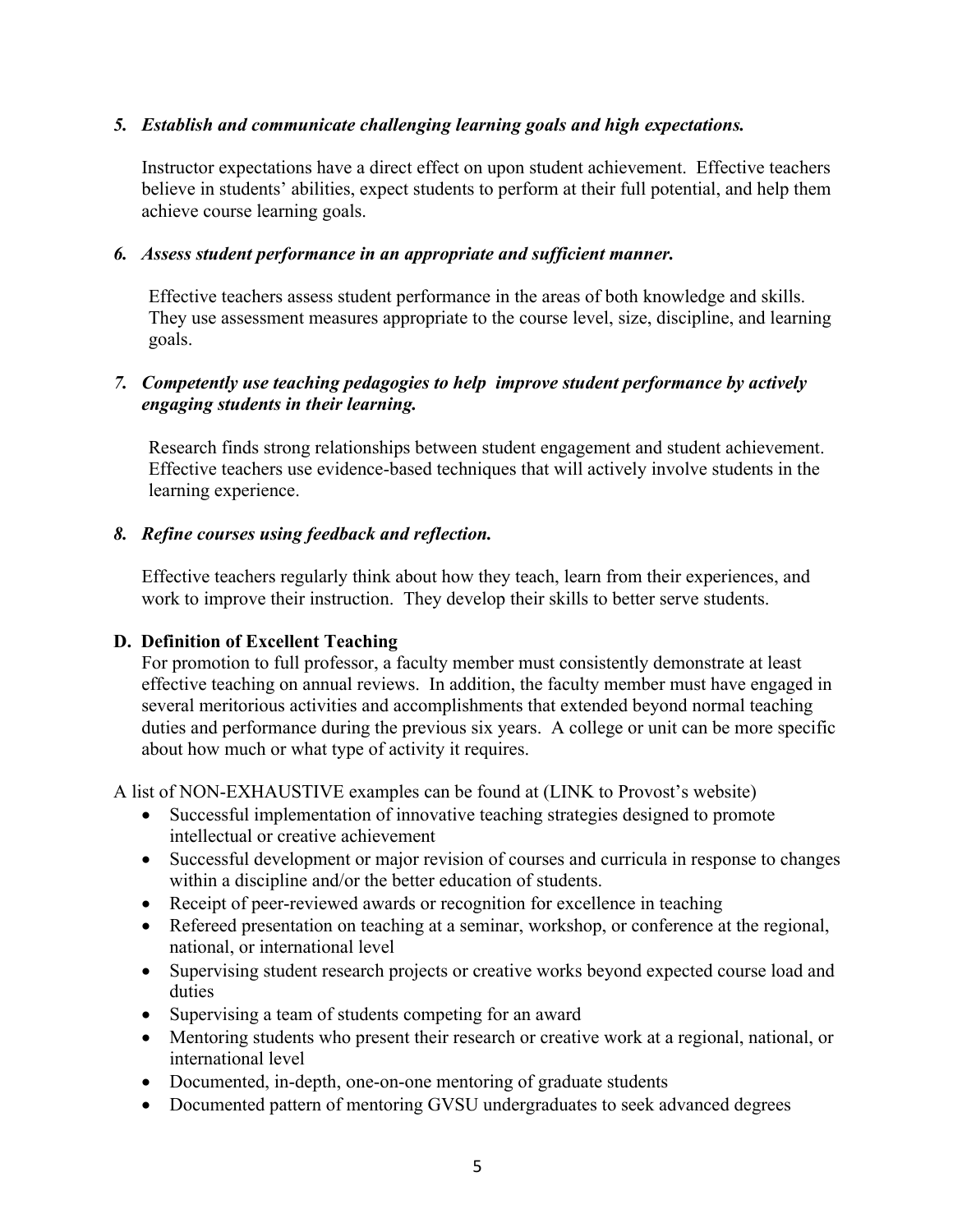*5. Establish and communicate challenging learning goals and high expectations.*

Instructor expectations have a direct effect on upon student achievement. Effective teachers believe in students' abilities, expect students to perform at their full potential, and help them achieve course learning goals.

*6. Assess student performance in an appropriate and sufficient manner.*

Effective teachers assess student performance in the areas of both knowledge and skills. They use assessment measures appropriate to the course level, size, discipline, and learning goals.

*7. Competently use teaching pedagogies to help improve student performance by actively engaging students in their learning.*

Research finds strong relationships between student engagement and student achievement. Effective teachers use evidence-based techniques that will actively involve students in the learning experience.

*8. Refine courses using feedback and reflection.*

Effective teachers regularly think about how they teach, learn from their experiences, and work to improve their instruction. They develop their skills to better serve students.

**D. Definition of Excellent Teaching**

For promotion to full professor, a faculty member must consistently demonstrate at least effective teaching on annual reviews. In addition, the faculty member must have engaged in several meritorious activities and accomplishments that extended beyond normal teaching duties and performance during the previous six years. A college or unit can be more specific about how much or what type of activity it requires.

A list of NON-EXHAUSTIVE examples can be found at (LINK to Provost's website)

- Successful implementation of innovative teaching strategies designed to promote intellectual or creative achievement
- Successful development or major revision of courses and curricula in response to changes within a discipline and/or the better education of students.
- Receipt of peer-reviewed awards or recognition for excellence in teaching
- Refereed presentation on teaching at a seminar, workshop, or conference at the regional, national, or international level
- Supervising student research projects or creative works beyond expected course load and duties
- Supervising a team of students competing for an award
- Mentoring students who present their research or creative work at a regional, national, or international level
- Documented, in-depth, one-on-one mentoring of graduate students
- Documented pattern of mentoring GVSU undergraduates to seek advanced degrees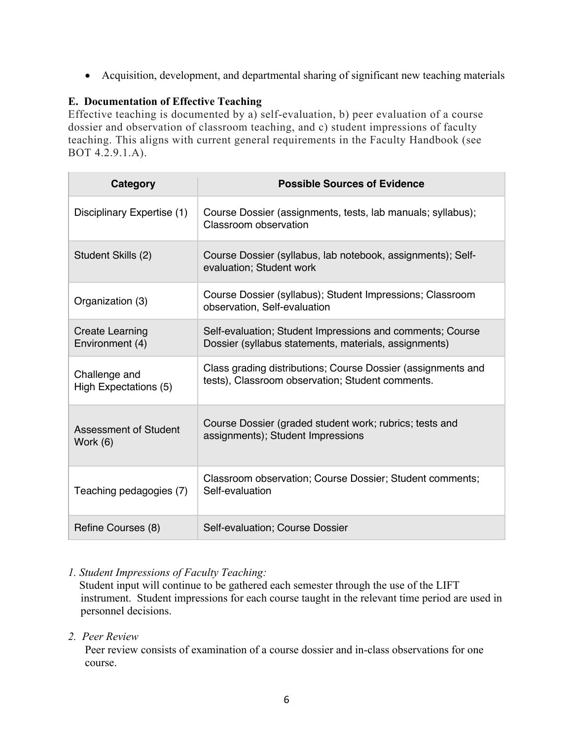- Acquisition, development, and departmental sharing of significant new teaching materials

**E. Documentation of Effective Teaching**

Effective teaching is documented by a) self-evaluation, b) peer evaluation of a course dossier and observation of classroom teaching, and c) student impressions of faculty teaching. This aligns with current general requirements in the Faculty Handbook (see BOT 4.2.9.1.A).

| Category | Possible Sources of Evidence |
|---|---|
| Disciplinary Expertise (1) | Course Dossier (assignments, tests, lab manuals; syllabus); Classroom observation |
| Student Skills (2) | Course Dossier (syllabus, lab notebook, assignments); Self-evaluation; Student work |
| Organization (3) | Course Dossier (syllabus); Student Impressions; Classroom observation, Self-evaluation |
| Create Learning Environment (4) | Self-evaluation; Student Impressions and comments; Course Dossier (syllabus statements, materials, assignments) |
| Challenge and High Expectations (5) | Class grading distributions; Course Dossier (assignments and tests), Classroom observation; Student comments. |
| Assessment of Student Work (6) | Course Dossier (graded student work; rubrics; tests and assignments); Student Impressions |
| Teaching pedagogies (7) | Classroom observation; Course Dossier; Student comments; Self-evaluation |
| Refine Courses (8) | Self-evaluation; Course Dossier |

*1. Student Impressions of Faculty Teaching:*

Student input will continue to be gathered each semester through the use of the LIFT instrument. Student impressions for each course taught in the relevant time period are used in personnel decisions.

*2. Peer Review*

Peer review consists of examination of a course dossier and in-class observations for one course.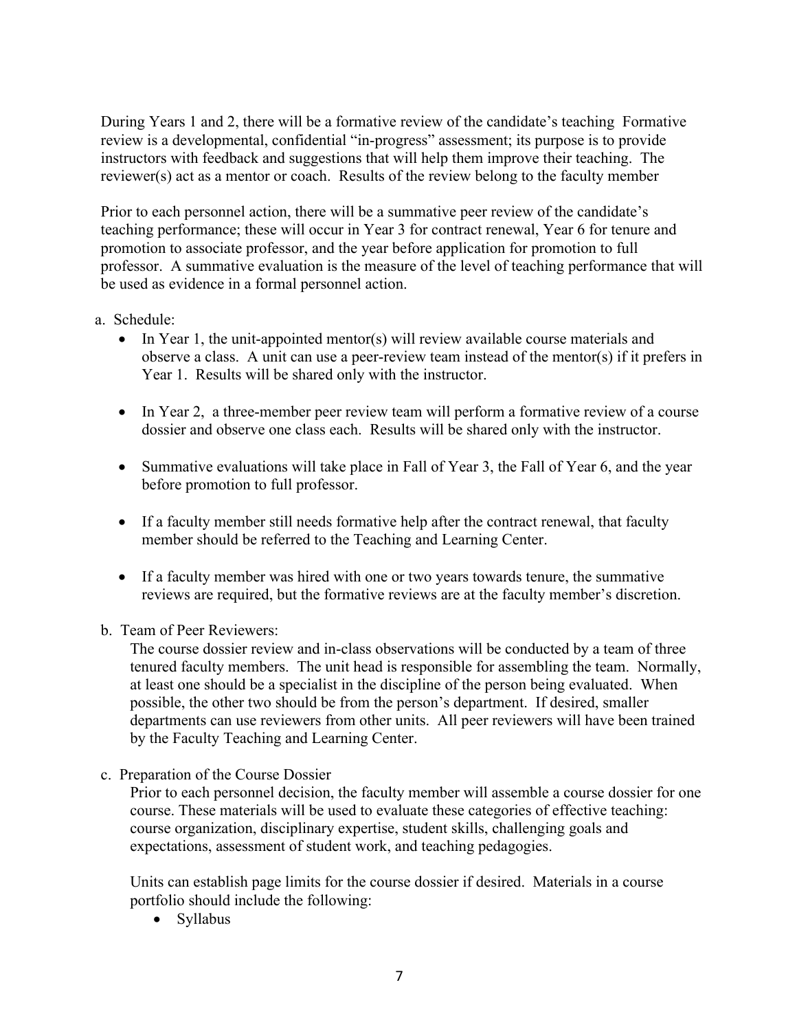During Years 1 and 2, there will be a formative review of the candidate's teaching  Formative review is a developmental, confidential "in-progress" assessment; its purpose is to provide instructors with feedback and suggestions that will help them improve their teaching.  The reviewer(s) act as a mentor or coach.  Results of the review belong to the faculty member

Prior to each personnel action, there will be a summative peer review of the candidate's teaching performance; these will occur in Year 3 for contract renewal, Year 6 for tenure and promotion to associate professor, and the year before application for promotion to full professor.  A summative evaluation is the measure of the level of teaching performance that will be used as evidence in a formal personnel action.

a. Schedule:
   - In Year 1, the unit-appointed mentor(s) will review available course materials and observe a class.  A unit can use a peer-review team instead of the mentor(s) if it prefers in Year 1.  Results will be shared only with the instructor.
   - In Year 2,  a three-member peer review team will perform a formative review of a course dossier and observe one class each.  Results will be shared only with the instructor.
   - Summative evaluations will take place in Fall of Year 3, the Fall of Year 6, and the year before promotion to full professor.
   - If a faculty member still needs formative help after the contract renewal, that faculty member should be referred to the Teaching and Learning Center.
   - If a faculty member was hired with one or two years towards tenure, the summative reviews are required, but the formative reviews are at the faculty member's discretion.

b. Team of Peer Reviewers:

   The course dossier review and in-class observations will be conducted by a team of three tenured faculty members.  The unit head is responsible for assembling the team.  Normally, at least one should be a specialist in the discipline of the person being evaluated.  When possible, the other two should be from the person's department.  If desired, smaller departments can use reviewers from other units.  All peer reviewers will have been trained by the Faculty Teaching and Learning Center.

c. Preparation of the Course Dossier

   Prior to each personnel decision, the faculty member will assemble a course dossier for one course. These materials will be used to evaluate these categories of effective teaching: course organization, disciplinary expertise, student skills, challenging goals and expectations, assessment of student work, and teaching pedagogies.

   Units can establish page limits for the course dossier if desired.  Materials in a course portfolio should include the following:
   - Syllabus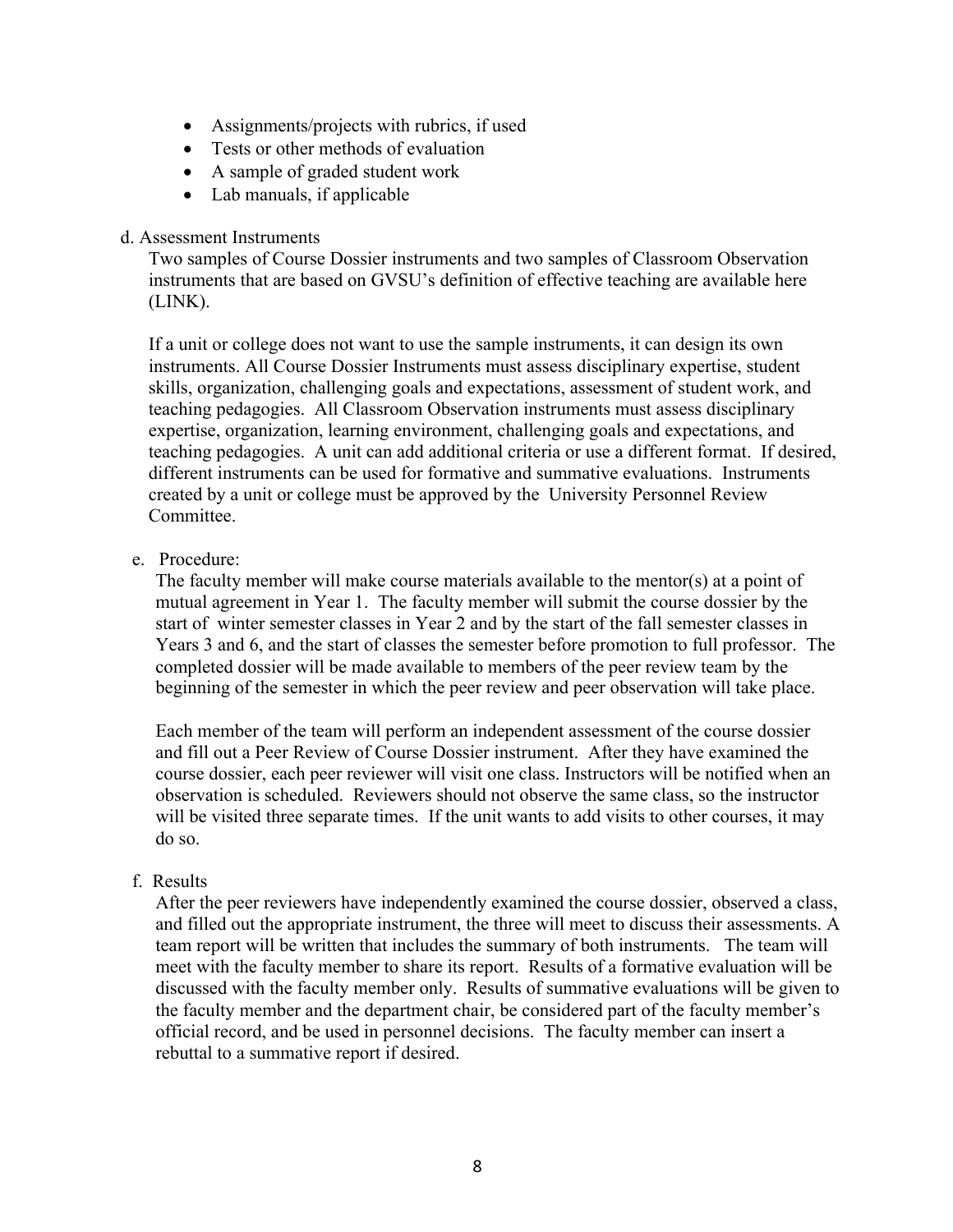- Assignments/projects with rubrics, if used
- Tests or other methods of evaluation
- A sample of graded student work
- Lab manuals, if applicable

d. Assessment Instruments

Two samples of Course Dossier instruments and two samples of Classroom Observation instruments that are based on GVSU's definition of effective teaching are available here (LINK).

If a unit or college does not want to use the sample instruments, it can design its own instruments. All Course Dossier Instruments must assess disciplinary expertise, student skills, organization, challenging goals and expectations, assessment of student work, and teaching pedagogies. All Classroom Observation instruments must assess disciplinary expertise, organization, learning environment, challenging goals and expectations, and teaching pedagogies. A unit can add additional criteria or use a different format. If desired, different instruments can be used for formative and summative evaluations. Instruments created by a unit or college must be approved by the University Personnel Review Committee.

e. Procedure:

The faculty member will make course materials available to the mentor(s) at a point of mutual agreement in Year 1. The faculty member will submit the course dossier by the start of winter semester classes in Year 2 and by the start of the fall semester classes in Years 3 and 6, and the start of classes the semester before promotion to full professor. The completed dossier will be made available to members of the peer review team by the beginning of the semester in which the peer review and peer observation will take place.

Each member of the team will perform an independent assessment of the course dossier and fill out a Peer Review of Course Dossier instrument. After they have examined the course dossier, each peer reviewer will visit one class. Instructors will be notified when an observation is scheduled. Reviewers should not observe the same class, so the instructor will be visited three separate times. If the unit wants to add visits to other courses, it may do so.

f. Results

After the peer reviewers have independently examined the course dossier, observed a class, and filled out the appropriate instrument, the three will meet to discuss their assessments. A team report will be written that includes the summary of both instruments. The team will meet with the faculty member to share its report. Results of a formative evaluation will be discussed with the faculty member only. Results of summative evaluations will be given to the faculty member and the department chair, be considered part of the faculty member's official record, and be used in personnel decisions. The faculty member can insert a rebuttal to a summative report if desired.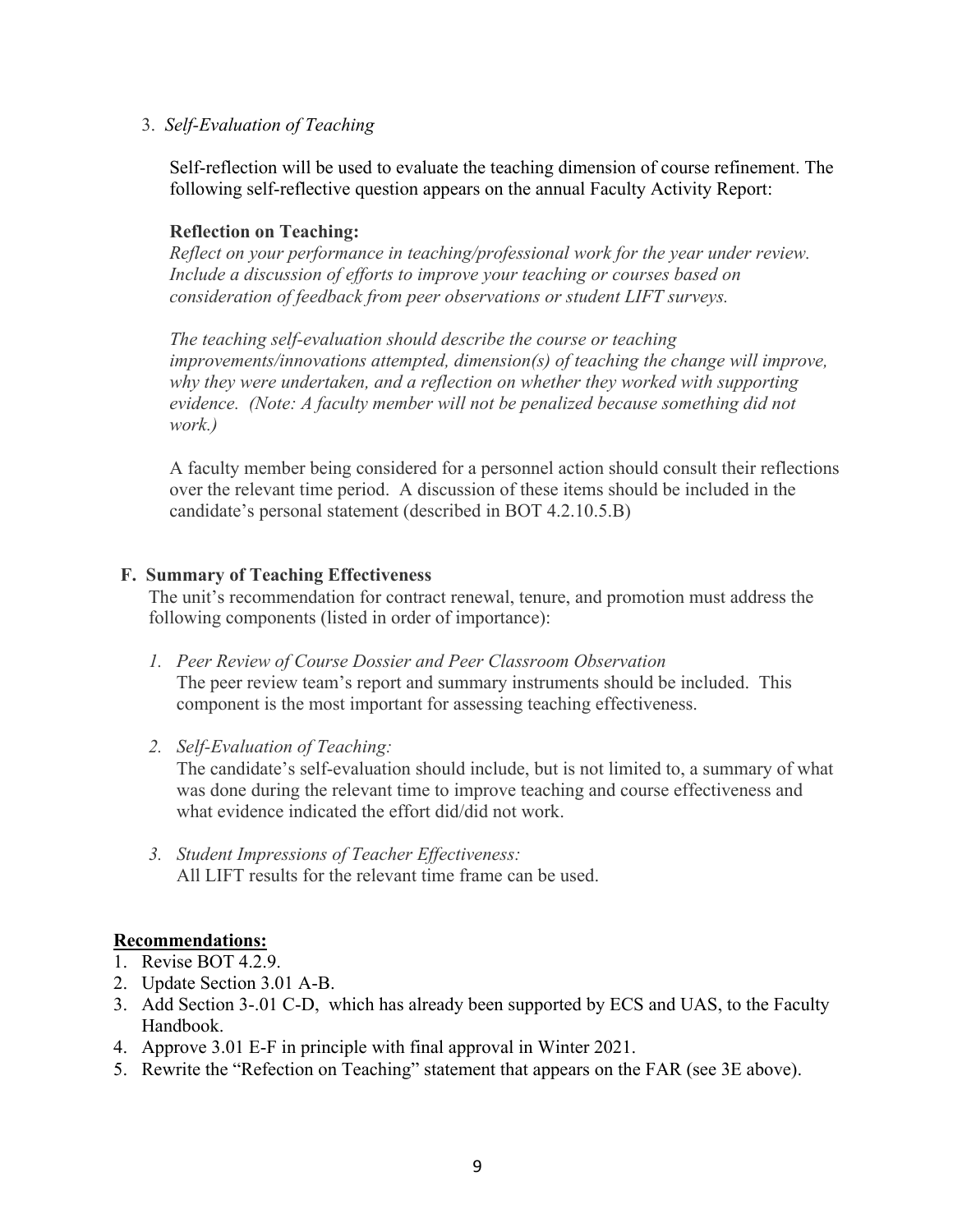3. *Self-Evaluation of Teaching*

   Self-reflection will be used to evaluate the teaching dimension of course refinement. The following self-reflective question appears on the annual Faculty Activity Report:

   **Reflection on Teaching:**
   *Reflect on your performance in teaching/professional work for the year under review. Include a discussion of efforts to improve your teaching or courses based on consideration of feedback from peer observations or student LIFT surveys.*

   *The teaching self-evaluation should describe the course or teaching improvements/innovations attempted, dimension(s) of teaching the change will improve, why they were undertaken, and a reflection on whether they worked with supporting evidence. (Note: A faculty member will not be penalized because something did not work.)*

   A faculty member being considered for a personnel action should consult their reflections over the relevant time period. A discussion of these items should be included in the candidate's personal statement (described in BOT 4.2.10.5.B)

**F. Summary of Teaching Effectiveness**

The unit's recommendation for contract renewal, tenure, and promotion must address the following components (listed in order of importance):

1. *Peer Review of Course Dossier and Peer Classroom Observation*
   The peer review team's report and summary instruments should be included. This component is the most important for assessing teaching effectiveness.

2. *Self-Evaluation of Teaching:*
   The candidate's self-evaluation should include, but is not limited to, a summary of what was done during the relevant time to improve teaching and course effectiveness and what evidence indicated the effort did/did not work.

3. *Student Impressions of Teacher Effectiveness:*
   All LIFT results for the relevant time frame can be used.

**<u>Recommendations:</u>**

1. Revise BOT 4.2.9.
2. Update Section 3.01 A-B.
3. Add Section 3-.01 C-D, which has already been supported by ECS and UAS, to the Faculty Handbook.
4. Approve 3.01 E-F in principle with final approval in Winter 2021.
5. Rewrite the "Refection on Teaching" statement that appears on the FAR (see 3E above).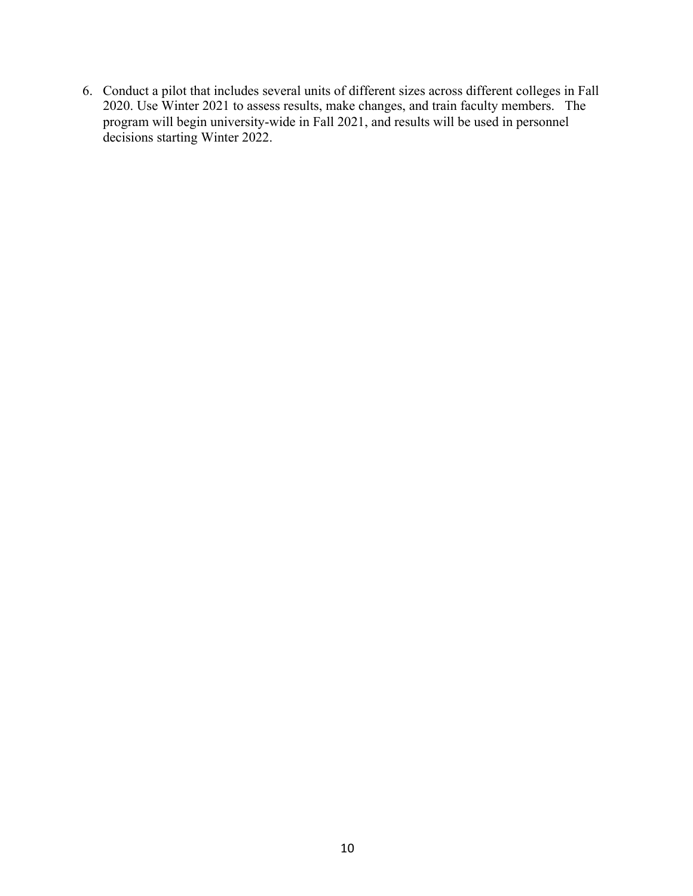6. Conduct a pilot that includes several units of different sizes across different colleges in Fall 2020. Use Winter 2021 to assess results, make changes, and train faculty members. The program will begin university-wide in Fall 2021, and results will be used in personnel decisions starting Winter 2022.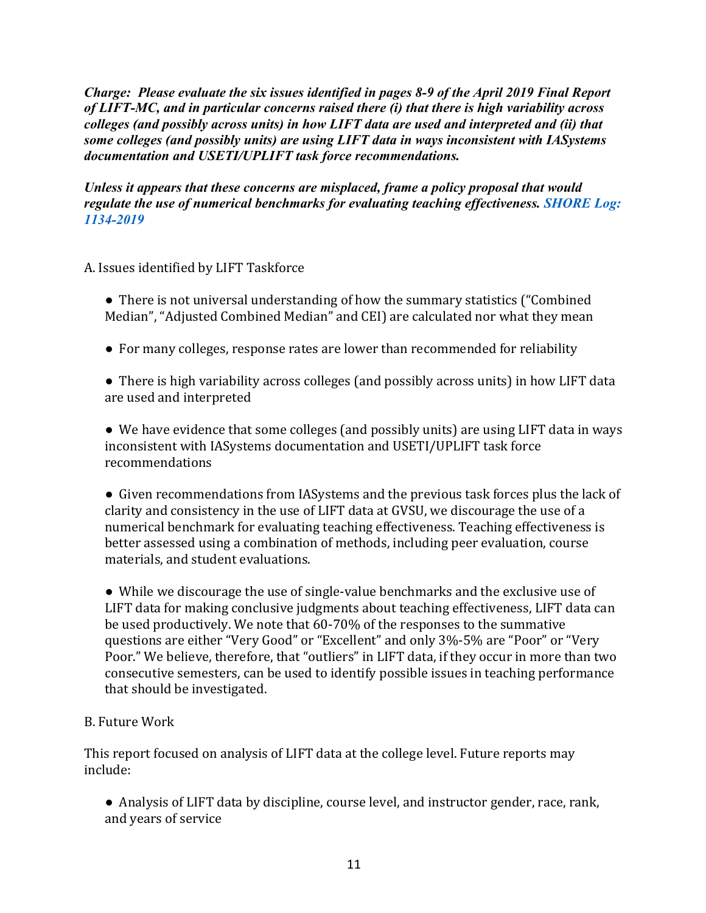***Charge: Please evaluate the six issues identified in pages 8-9 of the April 2019 Final Report of LIFT-MC, and in particular concerns raised there (i) that there is high variability across colleges (and possibly across units) in how LIFT data are used and interpreted and (ii) that some colleges (and possibly units) are using LIFT data in ways inconsistent with IASystems documentation and USETI/UPLIFT task force recommendations.***

***Unless it appears that these concerns are misplaced, frame a policy proposal that would regulate the use of numerical benchmarks for evaluating teaching effectiveness. SHORE Log: 1134-2019***

A. Issues identified by LIFT Taskforce

- There is not universal understanding of how the summary statistics ("Combined Median", "Adjusted Combined Median" and CEI) are calculated nor what they mean

- For many colleges, response rates are lower than recommended for reliability

- There is high variability across colleges (and possibly across units) in how LIFT data are used and interpreted

- We have evidence that some colleges (and possibly units) are using LIFT data in ways inconsistent with IASystems documentation and USETI/UPLIFT task force recommendations

- Given recommendations from IASystems and the previous task forces plus the lack of clarity and consistency in the use of LIFT data at GVSU, we discourage the use of a numerical benchmark for evaluating teaching effectiveness. Teaching effectiveness is better assessed using a combination of methods, including peer evaluation, course materials, and student evaluations.

- While we discourage the use of single-value benchmarks and the exclusive use of LIFT data for making conclusive judgments about teaching effectiveness, LIFT data can be used productively. We note that 60-70% of the responses to the summative questions are either "Very Good" or "Excellent" and only 3%-5% are "Poor" or "Very Poor." We believe, therefore, that "outliers" in LIFT data, if they occur in more than two consecutive semesters, can be used to identify possible issues in teaching performance that should be investigated.

B. Future Work

This report focused on analysis of LIFT data at the college level. Future reports may include:

- Analysis of LIFT data by discipline, course level, and instructor gender, race, rank, and years of service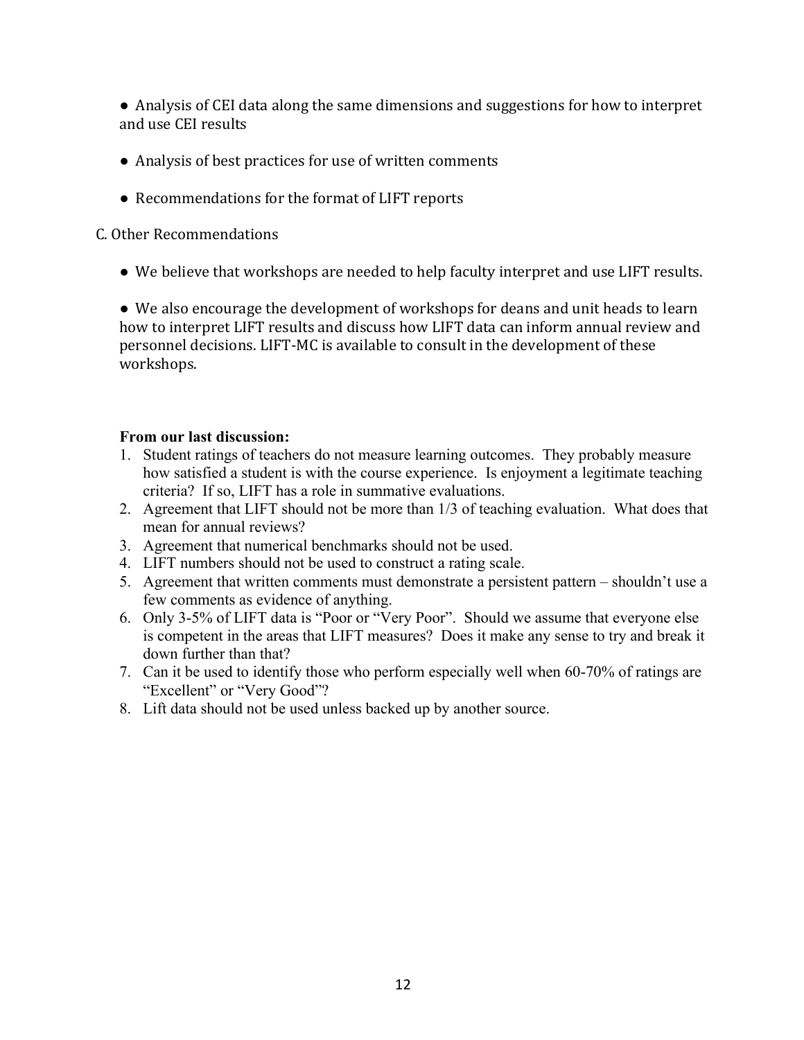● Analysis of CEI data along the same dimensions and suggestions for how to interpret and use CEI results

● Analysis of best practices for use of written comments

● Recommendations for the format of LIFT reports

C. Other Recommendations

● We believe that workshops are needed to help faculty interpret and use LIFT results.

● We also encourage the development of workshops for deans and unit heads to learn how to interpret LIFT results and discuss how LIFT data can inform annual review and personnel decisions. LIFT-MC is available to consult in the development of these workshops.

**From our last discussion:**

1. Student ratings of teachers do not measure learning outcomes. They probably measure how satisfied a student is with the course experience. Is enjoyment a legitimate teaching criteria? If so, LIFT has a role in summative evaluations.
2. Agreement that LIFT should not be more than 1/3 of teaching evaluation. What does that mean for annual reviews?
3. Agreement that numerical benchmarks should not be used.
4. LIFT numbers should not be used to construct a rating scale.
5. Agreement that written comments must demonstrate a persistent pattern – shouldn't use a few comments as evidence of anything.
6. Only 3-5% of LIFT data is "Poor or "Very Poor". Should we assume that everyone else is competent in the areas that LIFT measures? Does it make any sense to try and break it down further than that?
7. Can it be used to identify those who perform especially well when 60-70% of ratings are "Excellent" or "Very Good"?
8. Lift data should not be used unless backed up by another source.